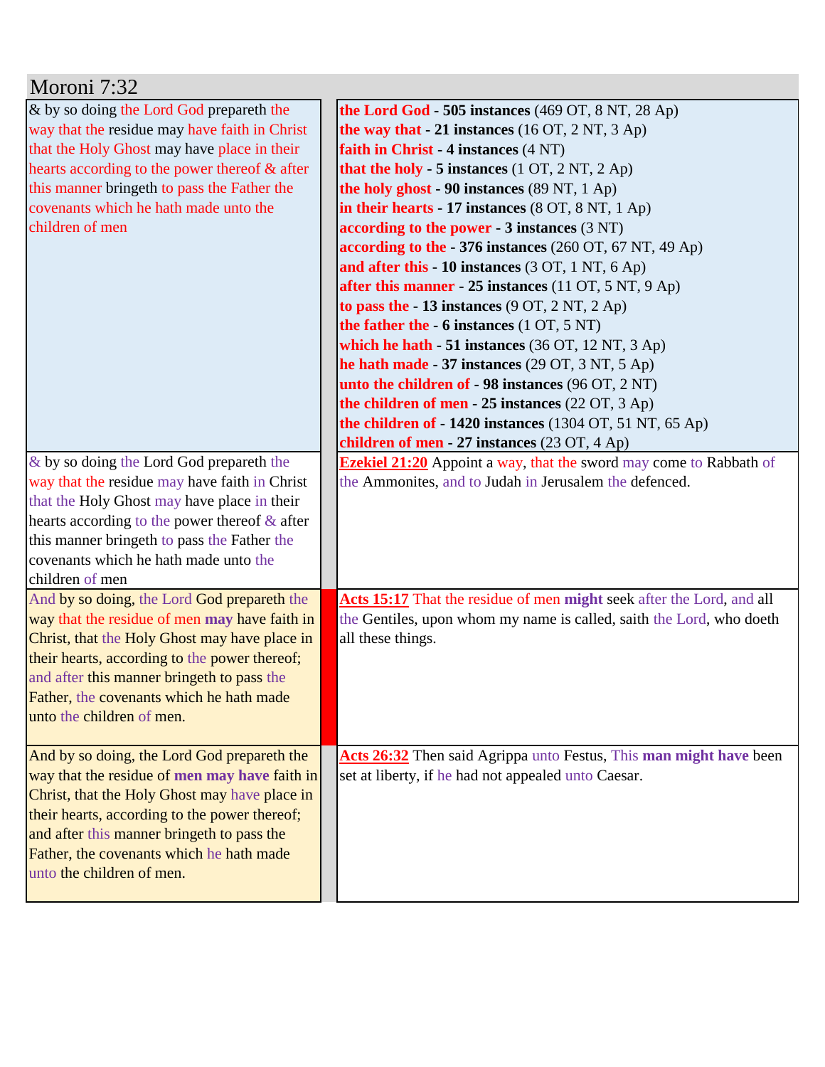# Moroni 7:32

| | |
|---|---|
| & by so doing the Lord God prepareth the way that the residue may have faith in Christ that the Holy Ghost may have place in their hearts according to the power thereof & after this manner bringeth to pass the Father the covenants which he hath made unto the children of men | **the Lord God - 505 instances** (469 OT, 8 NT, 28 Ap)<br>**the way that - 21 instances** (16 OT, 2 NT, 3 Ap)<br>**faith in Christ - 4 instances** (4 NT)<br>**that the holy - 5 instances** (1 OT, 2 NT, 2 Ap)<br>**the holy ghost - 90 instances** (89 NT, 1 Ap)<br>**in their hearts - 17 instances** (8 OT, 8 NT, 1 Ap)<br>**according to the power - 3 instances** (3 NT)<br>**according to the - 376 instances** (260 OT, 67 NT, 49 Ap)<br>**and after this - 10 instances** (3 OT, 1 NT, 6 Ap)<br>**after this manner - 25 instances** (11 OT, 5 NT, 9 Ap)<br>**to pass the - 13 instances** (9 OT, 2 NT, 2 Ap)<br>**the father the - 6 instances** (1 OT, 5 NT)<br>**which he hath - 51 instances** (36 OT, 12 NT, 3 Ap)<br>**he hath made - 37 instances** (29 OT, 3 NT, 5 Ap)<br>**unto the children of - 98 instances** (96 OT, 2 NT)<br>**the children of men - 25 instances** (22 OT, 3 Ap)<br>**the children of - 1420 instances** (1304 OT, 51 NT, 65 Ap)<br>**children of men - 27 instances** (23 OT, 4 Ap) |
| & by so doing the Lord God prepareth the way that the residue may have faith in Christ that the Holy Ghost may have place in their hearts according to the power thereof & after this manner bringeth to pass the Father the covenants which he hath made unto the children of men | **Ezekiel 21:20** Appoint a way, that the sword may come to Rabbath of the Ammonites, and to Judah in Jerusalem the defenced. |
| And by so doing, the Lord God prepareth the way that the residue of men **may** have faith in Christ, that the Holy Ghost may have place in their hearts, according to the power thereof; and after this manner bringeth to pass the Father, the covenants which he hath made unto the children of men. | **Acts 15:17** That the residue of men **might** seek after the Lord, and all the Gentiles, upon whom my name is called, saith the Lord, who doeth all these things. |
| And by so doing, the Lord God prepareth the way that the residue of **men may have** faith in Christ, that the Holy Ghost may have place in their hearts, according to the power thereof; and after this manner bringeth to pass the Father, the covenants which he hath made unto the children of men. | **Acts 26:32** Then said Agrippa unto Festus, This **man might have** been set at liberty, if he had not appealed unto Caesar. |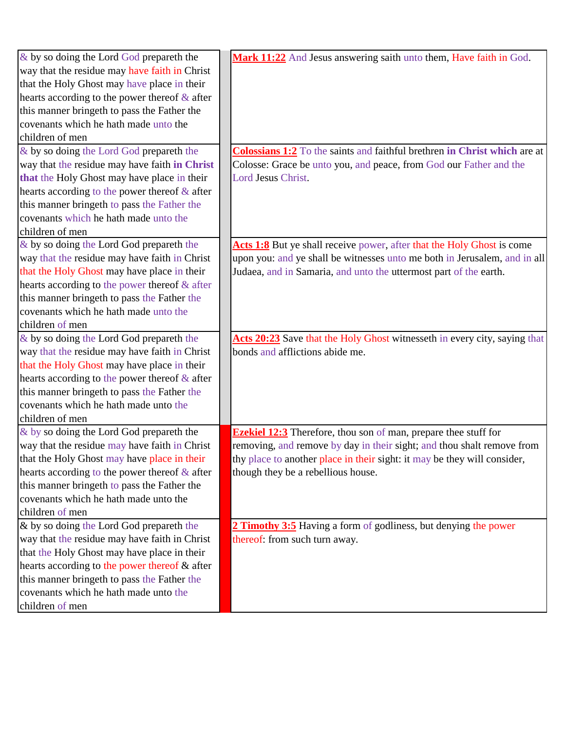| | | |
|---|---|---|
| & by so doing the Lord God prepareth the way that the residue may have faith in Christ that the Holy Ghost may have place in their hearts according to the power thereof & after this manner bringeth to pass the Father the covenants which he hath made unto the children of men | | **Mark 11:22** And Jesus answering saith unto them, Have faith in God. |
| & by so doing the Lord God prepareth the way that the residue may have faith **in Christ that** the Holy Ghost may have place in their hearts according to the power thereof & after this manner bringeth to pass the Father the covenants which he hath made unto the children of men | | **Colossians 1:2** To the saints and faithful brethren **in Christ which** are at Colosse: Grace be unto you, and peace, from God our Father and the Lord Jesus Christ. |
| & by so doing the Lord God prepareth the way that the residue may have faith in Christ that the Holy Ghost may have place in their hearts according to the power thereof & after this manner bringeth to pass the Father the covenants which he hath made unto the children of men | | **Acts 1:8** But ye shall receive power, after that the Holy Ghost is come upon you: and ye shall be witnesses unto me both in Jerusalem, and in all Judaea, and in Samaria, and unto the uttermost part of the earth. |
| & by so doing the Lord God prepareth the way that the residue may have faith in Christ that the Holy Ghost may have place in their hearts according to the power thereof & after this manner bringeth to pass the Father the covenants which he hath made unto the children of men | | **Acts 20:23** Save that the Holy Ghost witnesseth in every city, saying that bonds and afflictions abide me. |
| & by so doing the Lord God prepareth the way that the residue may have faith in Christ that the Holy Ghost may have place in their hearts according to the power thereof & after this manner bringeth to pass the Father the covenants which he hath made unto the children of men | | **Ezekiel 12:3** Therefore, thou son of man, prepare thee stuff for removing, and remove by day in their sight; and thou shalt remove from thy place to another place in their sight: it may be they will consider, though they be a rebellious house. |
| & by so doing the Lord God prepareth the way that the residue may have faith in Christ that the Holy Ghost may have place in their hearts according to the power thereof & after this manner bringeth to pass the Father the covenants which he hath made unto the children of men | | **2 Timothy 3:5** Having a form of godliness, but denying the power thereof: from such turn away. |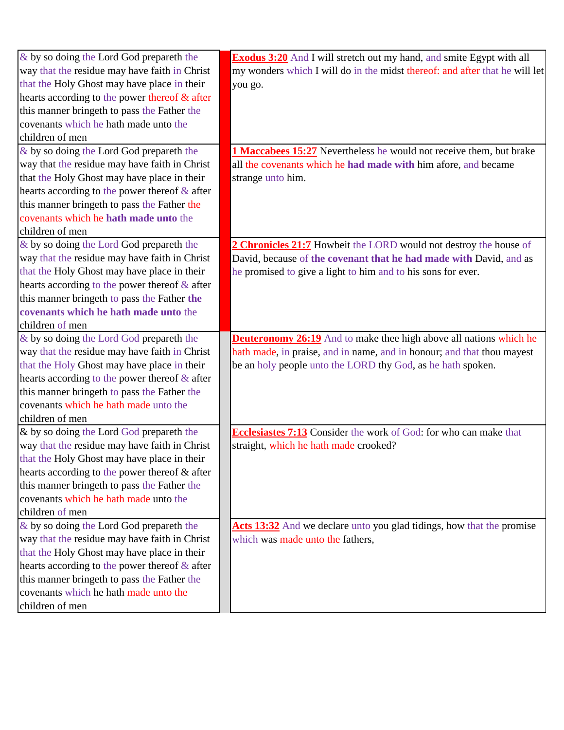| | | |
|---|---|---|
| & by so doing the Lord God prepareth the way that the residue may have faith in Christ that the Holy Ghost may have place in their hearts according to the power thereof & after this manner bringeth to pass the Father the covenants which he hath made unto the children of men | | **Exodus 3:20** And I will stretch out my hand, and smite Egypt with all my wonders which I will do in the midst thereof: and after that he will let you go. |
| & by so doing the Lord God prepareth the way that the residue may have faith in Christ that the Holy Ghost may have place in their hearts according to the power thereof & after this manner bringeth to pass the Father the covenants which he **hath made unto** the children of men | | **1 Maccabees 15:27** Nevertheless he would not receive them, but brake all the covenants which he **had made with** him afore, and became strange unto him. |
| & by so doing the Lord God prepareth the way that the residue may have faith in Christ that the Holy Ghost may have place in their hearts according to the power thereof & after this manner bringeth to pass the Father **the covenants which he hath made unto** the children of men | | **2 Chronicles 21:7** Howbeit the LORD would not destroy the house of David, because of **the covenant that he had made with** David, and as he promised to give a light to him and to his sons for ever. |
| & by so doing the Lord God prepareth the way that the residue may have faith in Christ that the Holy Ghost may have place in their hearts according to the power thereof & after this manner bringeth to pass the Father the covenants which he hath made unto the children of men | | **Deuteronomy 26:19** And to make thee high above all nations which he hath made, in praise, and in name, and in honour; and that thou mayest be an holy people unto the LORD thy God, as he hath spoken. |
| & by so doing the Lord God prepareth the way that the residue may have faith in Christ that the Holy Ghost may have place in their hearts according to the power thereof & after this manner bringeth to pass the Father the covenants which he hath made unto the children of men | | **Ecclesiastes 7:13** Consider the work of God: for who can make that straight, which he hath made crooked? |
| & by so doing the Lord God prepareth the way that the residue may have faith in Christ that the Holy Ghost may have place in their hearts according to the power thereof & after this manner bringeth to pass the Father the covenants which he hath made unto the children of men | | **Acts 13:32** And we declare unto you glad tidings, how that the promise which was made unto the fathers, |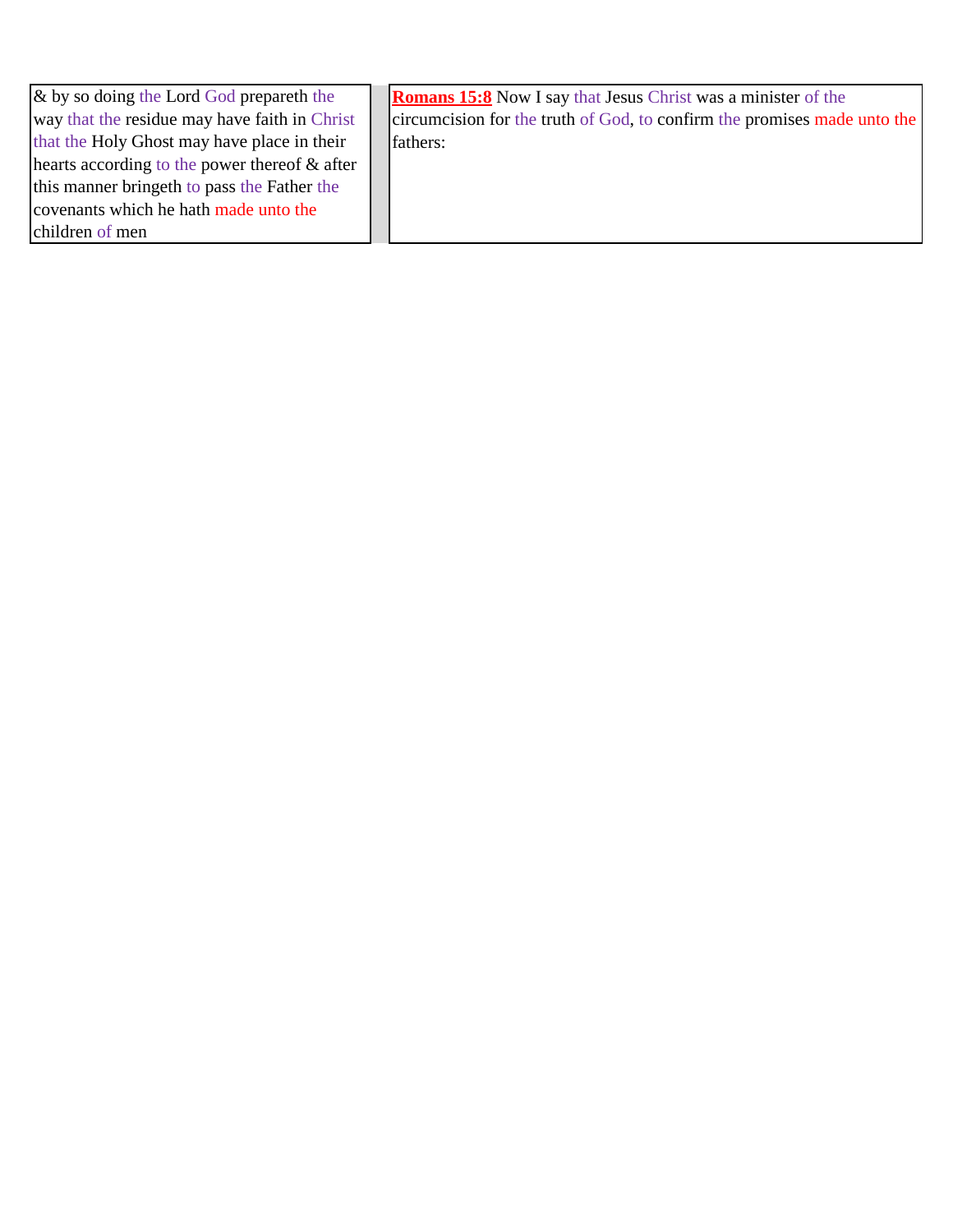| | |
|---|---|
| & by so doing the Lord God prepareth the way that the residue may have faith in Christ that the Holy Ghost may have place in their hearts according to the power thereof & after this manner bringeth to pass the Father the covenants which he hath made unto the children of men | **Romans 15:8** Now I say that Jesus Christ was a minister of the circumcision for the truth of God, to confirm the promises made unto the fathers: |